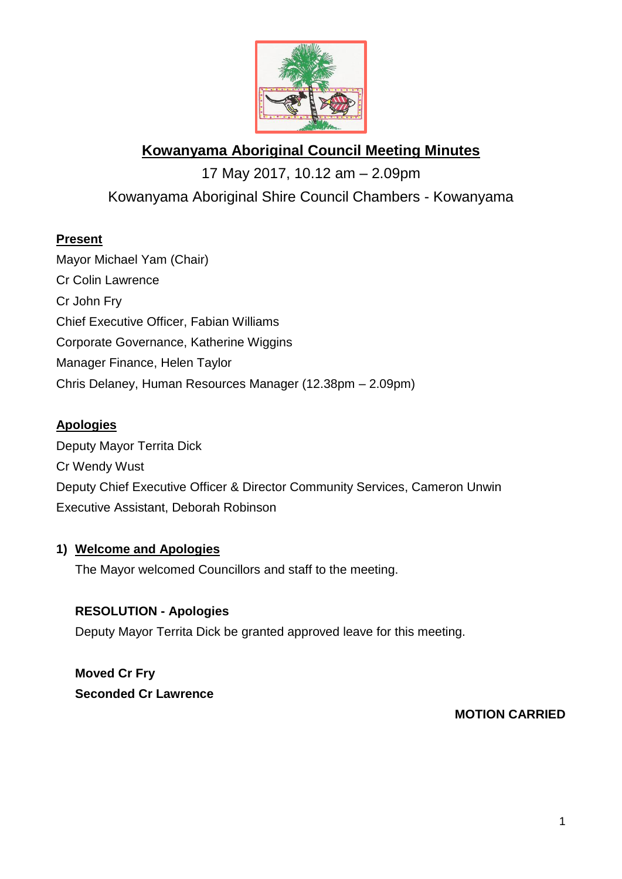# Kowanyama Aboriginal Council Meeting Minutes

17 May 2017, 10.12 am – 2.09pm

Kowanyama Aboriginal Shire Council Chambers - Kowanyama

## Present

Mayor Michael Yam (Chair)

Cr Colin Lawrence

Cr John Fry

Chief Executive Officer, Fabian Williams

Corporate Governance, Katherine Wiggins

Manager Finance, Helen Taylor

Chris Delaney, Human Resources Manager (12.38pm – 2.09pm)

## Apologies

Deputy Mayor Territa Dick

Cr Wendy Wust

Deputy Chief Executive Officer & Director Community Services, Cameron Unwin

Executive Assistant, Deborah Robinson

## 1) Welcome and Apologies

The Mayor welcomed Councillors and staff to the meeting.

**RESOLUTION - Apologies**

Deputy Mayor Territa Dick be granted approved leave for this meeting.

**Moved Cr Fry**
**Seconded Cr Lawrence**

**MOTION CARRIED**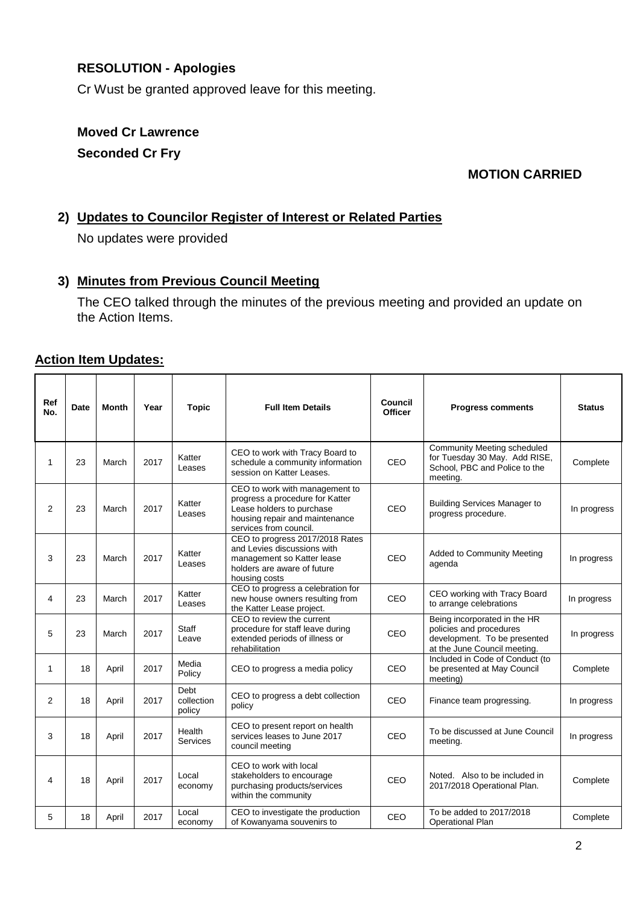**RESOLUTION - Apologies**

Cr Wust be granted approved leave for this meeting.

**Moved Cr Lawrence**

**Seconded Cr Fry**

**MOTION CARRIED**

## 2) Updates to Councilor Register of Interest or Related Parties

No updates were provided

## 3) Minutes from Previous Council Meeting

The CEO talked through the minutes of the previous meeting and provided an update on the Action Items.

### Action Item Updates:

| Ref No. | Date | Month | Year | Topic | Full Item Details | Council Officer | Progress comments | Status |
|---|---|---|---|---|---|---|---|---|
| 1 | 23 | March | 2017 | Katter Leases | CEO to work with Tracy Board to schedule a community information session on Katter Leases. | CEO | Community Meeting scheduled for Tuesday 30 May. Add RISE, School, PBC and Police to the meeting. | Complete |
| 2 | 23 | March | 2017 | Katter Leases | CEO to work with management to progress a procedure for Katter Lease holders to purchase housing repair and maintenance services from council. | CEO | Building Services Manager to progress procedure. | In progress |
| 3 | 23 | March | 2017 | Katter Leases | CEO to progress 2017/2018 Rates and Levies discussions with management so Katter lease holders are aware of future housing costs | CEO | Added to Community Meeting agenda | In progress |
| 4 | 23 | March | 2017 | Katter Leases | CEO to progress a celebration for new house owners resulting from the Katter Lease project. | CEO | CEO working with Tracy Board to arrange celebrations | In progress |
| 5 | 23 | March | 2017 | Staff Leave | CEO to review the current procedure for staff leave during extended periods of illness or rehabilitation | CEO | Being incorporated in the HR policies and procedures development. To be presented at the June Council meeting. | In progress |
| 1 | 18 | April | 2017 | Media Policy | CEO to progress a media policy | CEO | Included in Code of Conduct (to be presented at May Council meeting) | Complete |
| 2 | 18 | April | 2017 | Debt collection policy | CEO to progress a debt collection policy | CEO | Finance team progressing. | In progress |
| 3 | 18 | April | 2017 | Health Services | CEO to present report on health services leases to June 2017 council meeting | CEO | To be discussed at June Council meeting. | In progress |
| 4 | 18 | April | 2017 | Local economy | CEO to work with local stakeholders to encourage purchasing products/services within the community | CEO | Noted. Also to be included in 2017/2018 Operational Plan. | Complete |
| 5 | 18 | April | 2017 | Local economy | CEO to investigate the production of Kowanyama souvenirs to | CEO | To be added to 2017/2018 Operational Plan | Complete |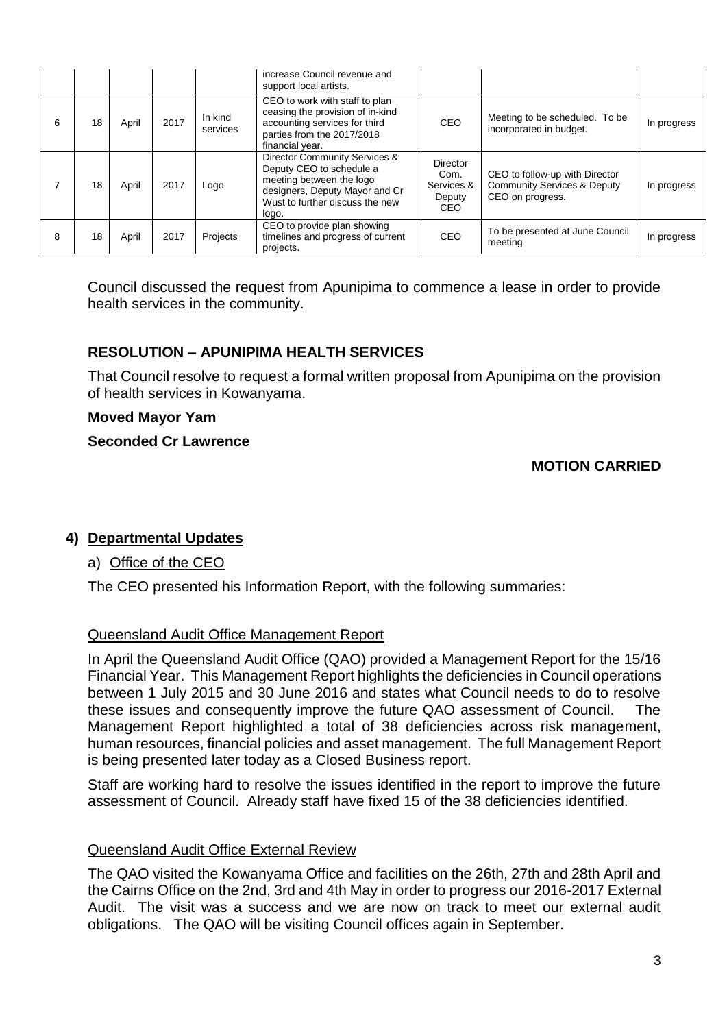|  |  |  |  |  | increase Council revenue and support local artists. |  |  |  |
|---|---|---|---|---|---|---|---|---|
| 6 | 18 | April | 2017 | In kind services | CEO to work with staff to plan ceasing the provision of in-kind accounting services for third parties from the 2017/2018 financial year. | CEO | Meeting to be scheduled. To be incorporated in budget. | In progress |
| 7 | 18 | April | 2017 | Logo | Director Community Services & Deputy CEO to schedule a meeting between the logo designers, Deputy Mayor and Cr Wust to further discuss the new logo. | Director Com. Services & Deputy CEO | CEO to follow-up with Director Community Services & Deputy CEO on progress. | In progress |
| 8 | 18 | April | 2017 | Projects | CEO to provide plan showing timelines and progress of current projects. | CEO | To be presented at June Council meeting | In progress |

Council discussed the request from Apunipima to commence a lease in order to provide health services in the community.

**RESOLUTION – APUNIPIMA HEALTH SERVICES**

That Council resolve to request a formal written proposal from Apunipima on the provision of health services in Kowanyama.

**Moved Mayor Yam**

**Seconded Cr Lawrence**

**MOTION CARRIED**

## 4) Departmental Updates

a) Office of the CEO

The CEO presented his Information Report, with the following summaries:

Queensland Audit Office Management Report

In April the Queensland Audit Office (QAO) provided a Management Report for the 15/16 Financial Year. This Management Report highlights the deficiencies in Council operations between 1 July 2015 and 30 June 2016 and states what Council needs to do to resolve these issues and consequently improve the future QAO assessment of Council. The Management Report highlighted a total of 38 deficiencies across risk management, human resources, financial policies and asset management. The full Management Report is being presented later today as a Closed Business report.

Staff are working hard to resolve the issues identified in the report to improve the future assessment of Council. Already staff have fixed 15 of the 38 deficiencies identified.

Queensland Audit Office External Review

The QAO visited the Kowanyama Office and facilities on the 26th, 27th and 28th April and the Cairns Office on the 2nd, 3rd and 4th May in order to progress our 2016-2017 External Audit. The visit was a success and we are now on track to meet our external audit obligations. The QAO will be visiting Council offices again in September.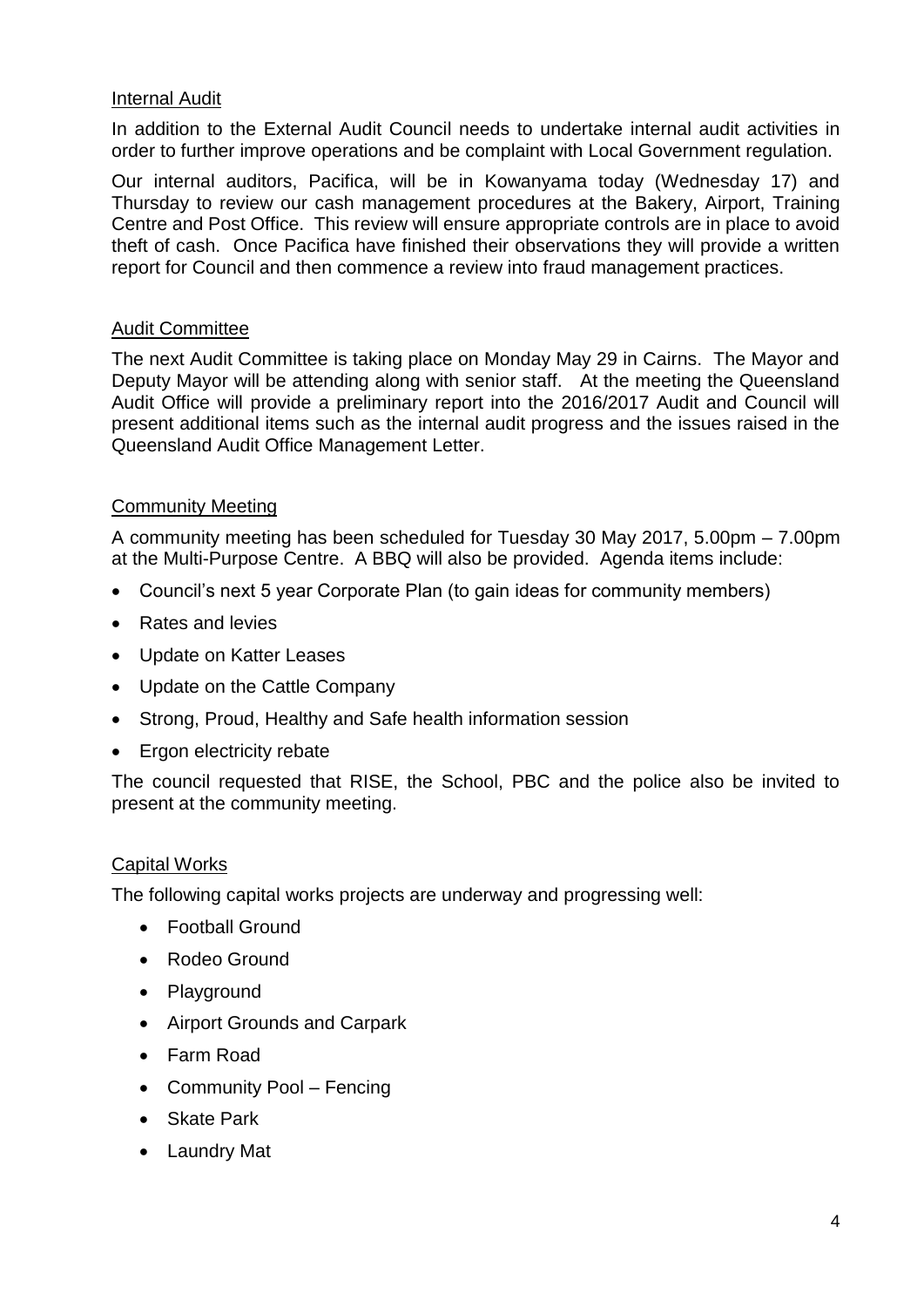## Internal Audit

In addition to the External Audit Council needs to undertake internal audit activities in order to further improve operations and be complaint with Local Government regulation.

Our internal auditors, Pacifica, will be in Kowanyama today (Wednesday 17) and Thursday to review our cash management procedures at the Bakery, Airport, Training Centre and Post Office. This review will ensure appropriate controls are in place to avoid theft of cash. Once Pacifica have finished their observations they will provide a written report for Council and then commence a review into fraud management practices.

## Audit Committee

The next Audit Committee is taking place on Monday May 29 in Cairns. The Mayor and Deputy Mayor will be attending along with senior staff. At the meeting the Queensland Audit Office will provide a preliminary report into the 2016/2017 Audit and Council will present additional items such as the internal audit progress and the issues raised in the Queensland Audit Office Management Letter.

## Community Meeting

A community meeting has been scheduled for Tuesday 30 May 2017, 5.00pm – 7.00pm at the Multi-Purpose Centre. A BBQ will also be provided. Agenda items include:

- Council's next 5 year Corporate Plan (to gain ideas for community members)
- Rates and levies
- Update on Katter Leases
- Update on the Cattle Company
- Strong, Proud, Healthy and Safe health information session
- Ergon electricity rebate

The council requested that RISE, the School, PBC and the police also be invited to present at the community meeting.

## Capital Works

The following capital works projects are underway and progressing well:

- Football Ground
- Rodeo Ground
- Playground
- Airport Grounds and Carpark
- Farm Road
- Community Pool – Fencing
- Skate Park
- Laundry Mat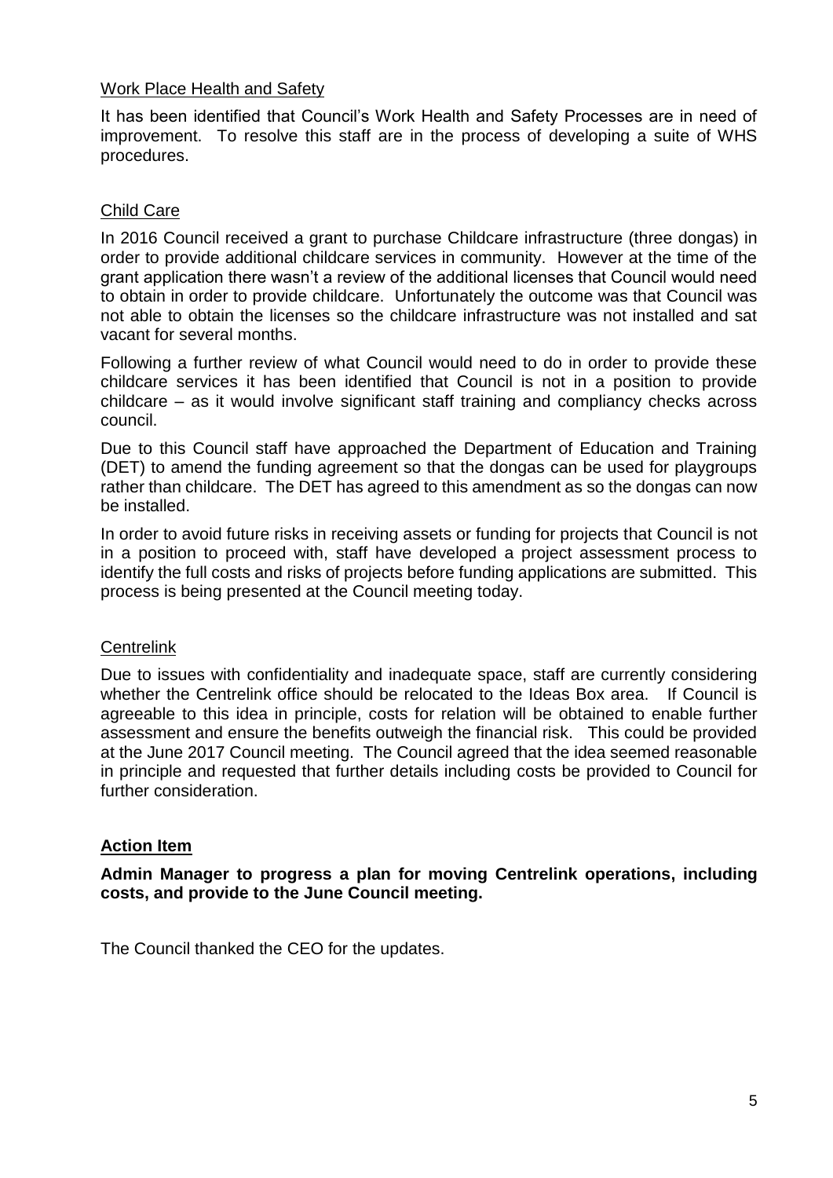Work Place Health and Safety

It has been identified that Council's Work Health and Safety Processes are in need of improvement. To resolve this staff are in the process of developing a suite of WHS procedures.

Child Care

In 2016 Council received a grant to purchase Childcare infrastructure (three dongas) in order to provide additional childcare services in community. However at the time of the grant application there wasn't a review of the additional licenses that Council would need to obtain in order to provide childcare. Unfortunately the outcome was that Council was not able to obtain the licenses so the childcare infrastructure was not installed and sat vacant for several months.

Following a further review of what Council would need to do in order to provide these childcare services it has been identified that Council is not in a position to provide childcare – as it would involve significant staff training and compliancy checks across council.

Due to this Council staff have approached the Department of Education and Training (DET) to amend the funding agreement so that the dongas can be used for playgroups rather than childcare. The DET has agreed to this amendment as so the dongas can now be installed.

In order to avoid future risks in receiving assets or funding for projects that Council is not in a position to proceed with, staff have developed a project assessment process to identify the full costs and risks of projects before funding applications are submitted. This process is being presented at the Council meeting today.

Centrelink

Due to issues with confidentiality and inadequate space, staff are currently considering whether the Centrelink office should be relocated to the Ideas Box area. If Council is agreeable to this idea in principle, costs for relation will be obtained to enable further assessment and ensure the benefits outweigh the financial risk. This could be provided at the June 2017 Council meeting. The Council agreed that the idea seemed reasonable in principle and requested that further details including costs be provided to Council for further consideration.

## Action Item

**Admin Manager to progress a plan for moving Centrelink operations, including costs, and provide to the June Council meeting.**

The Council thanked the CEO for the updates.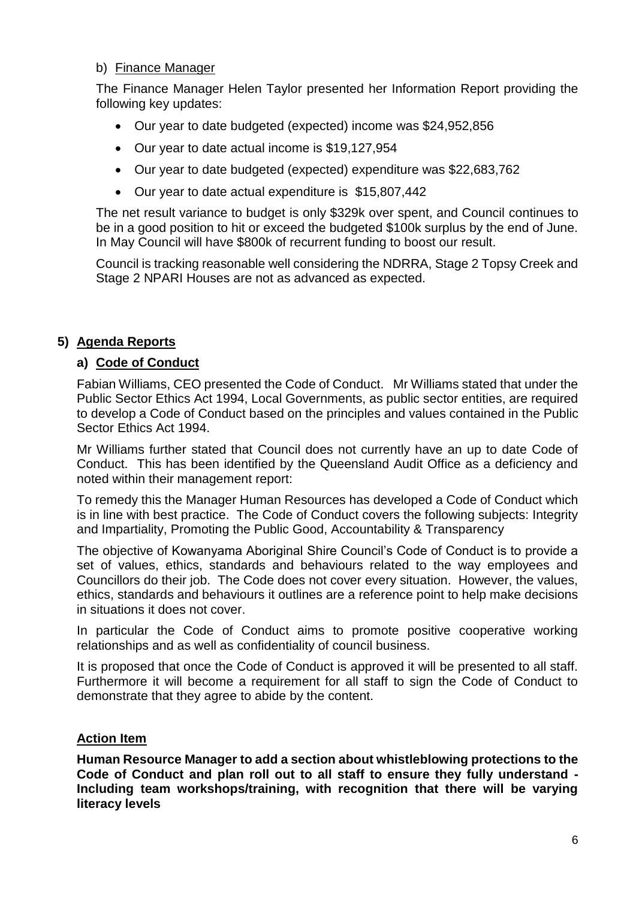b) Finance Manager

The Finance Manager Helen Taylor presented her Information Report providing the following key updates:

- Our year to date budgeted (expected) income was $24,952,856
- Our year to date actual income is $19,127,954
- Our year to date budgeted (expected) expenditure was $22,683,762
- Our year to date actual expenditure is $15,807,442

The net result variance to budget is only $329k over spent, and Council continues to be in a good position to hit or exceed the budgeted $100k surplus by the end of June. In May Council will have $800k of recurrent funding to boost our result.

Council is tracking reasonable well considering the NDRRA, Stage 2 Topsy Creek and Stage 2 NPARI Houses are not as advanced as expected.

## 5) Agenda Reports

### a) Code of Conduct

Fabian Williams, CEO presented the Code of Conduct. Mr Williams stated that under the Public Sector Ethics Act 1994, Local Governments, as public sector entities, are required to develop a Code of Conduct based on the principles and values contained in the Public Sector Ethics Act 1994.

Mr Williams further stated that Council does not currently have an up to date Code of Conduct. This has been identified by the Queensland Audit Office as a deficiency and noted within their management report:

To remedy this the Manager Human Resources has developed a Code of Conduct which is in line with best practice. The Code of Conduct covers the following subjects: Integrity and Impartiality, Promoting the Public Good, Accountability & Transparency

The objective of Kowanyama Aboriginal Shire Council's Code of Conduct is to provide a set of values, ethics, standards and behaviours related to the way employees and Councillors do their job. The Code does not cover every situation. However, the values, ethics, standards and behaviours it outlines are a reference point to help make decisions in situations it does not cover.

In particular the Code of Conduct aims to promote positive cooperative working relationships and as well as confidentiality of council business.

It is proposed that once the Code of Conduct is approved it will be presented to all staff. Furthermore it will become a requirement for all staff to sign the Code of Conduct to demonstrate that they agree to abide by the content.

**Action Item**

**Human Resource Manager to add a section about whistleblowing protections to the Code of Conduct and plan roll out to all staff to ensure they fully understand - Including team workshops/training, with recognition that there will be varying literacy levels**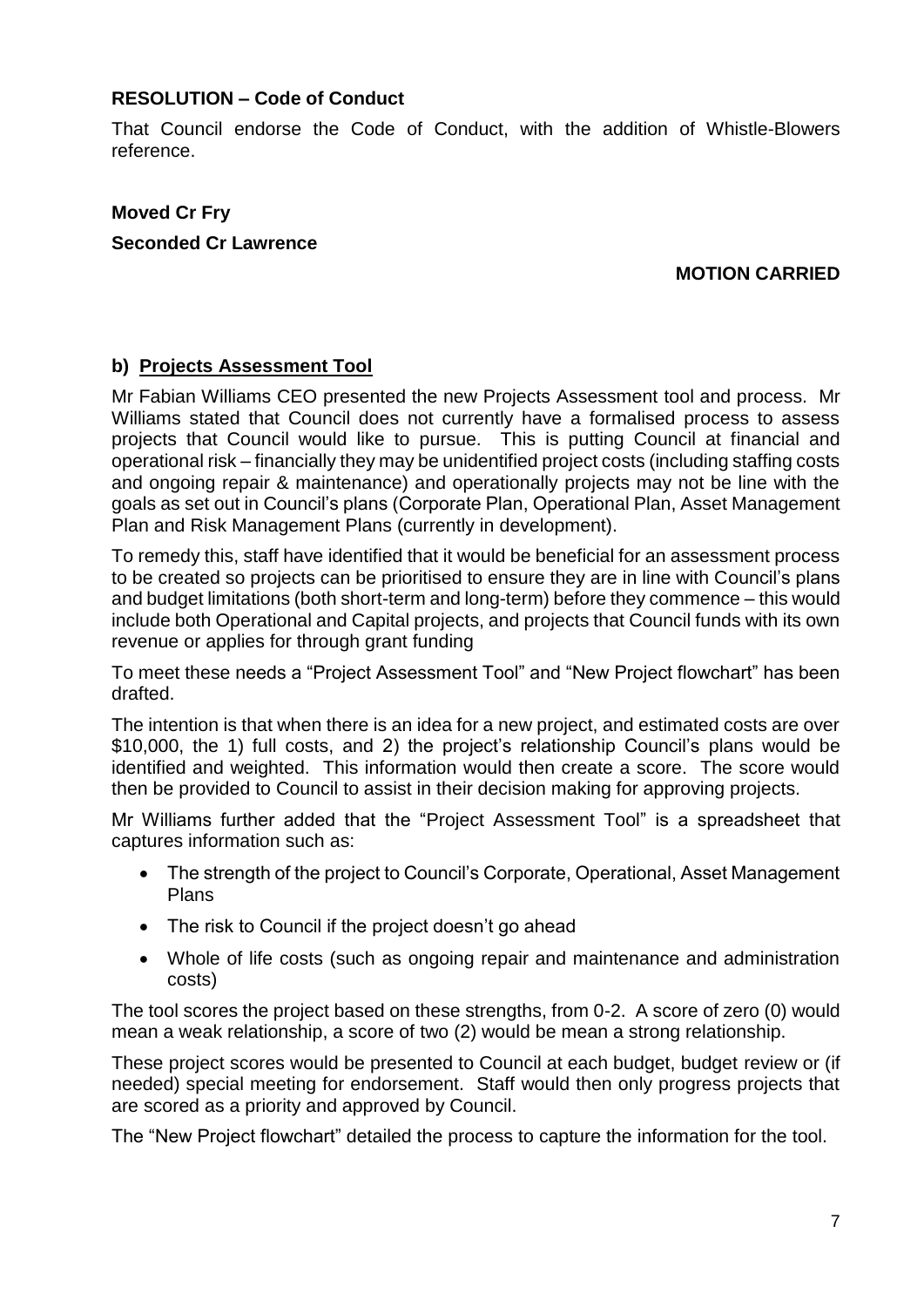**RESOLUTION – Code of Conduct**

That Council endorse the Code of Conduct, with the addition of Whistle-Blowers reference.

**Moved Cr Fry**

**Seconded Cr Lawrence**

**MOTION CARRIED**

**b) <u>Projects Assessment Tool</u>**

Mr Fabian Williams CEO presented the new Projects Assessment tool and process. Mr Williams stated that Council does not currently have a formalised process to assess projects that Council would like to pursue. This is putting Council at financial and operational risk – financially they may be unidentified project costs (including staffing costs and ongoing repair & maintenance) and operationally projects may not be line with the goals as set out in Council's plans (Corporate Plan, Operational Plan, Asset Management Plan and Risk Management Plans (currently in development).

To remedy this, staff have identified that it would be beneficial for an assessment process to be created so projects can be prioritised to ensure they are in line with Council's plans and budget limitations (both short-term and long-term) before they commence – this would include both Operational and Capital projects, and projects that Council funds with its own revenue or applies for through grant funding

To meet these needs a "Project Assessment Tool" and "New Project flowchart" has been drafted.

The intention is that when there is an idea for a new project, and estimated costs are over $10,000, the 1) full costs, and 2) the project's relationship Council's plans would be identified and weighted. This information would then create a score. The score would then be provided to Council to assist in their decision making for approving projects.

Mr Williams further added that the "Project Assessment Tool" is a spreadsheet that captures information such as:

- The strength of the project to Council's Corporate, Operational, Asset Management Plans
- The risk to Council if the project doesn't go ahead
- Whole of life costs (such as ongoing repair and maintenance and administration costs)

The tool scores the project based on these strengths, from 0-2. A score of zero (0) would mean a weak relationship, a score of two (2) would be mean a strong relationship.

These project scores would be presented to Council at each budget, budget review or (if needed) special meeting for endorsement. Staff would then only progress projects that are scored as a priority and approved by Council.

The "New Project flowchart" detailed the process to capture the information for the tool.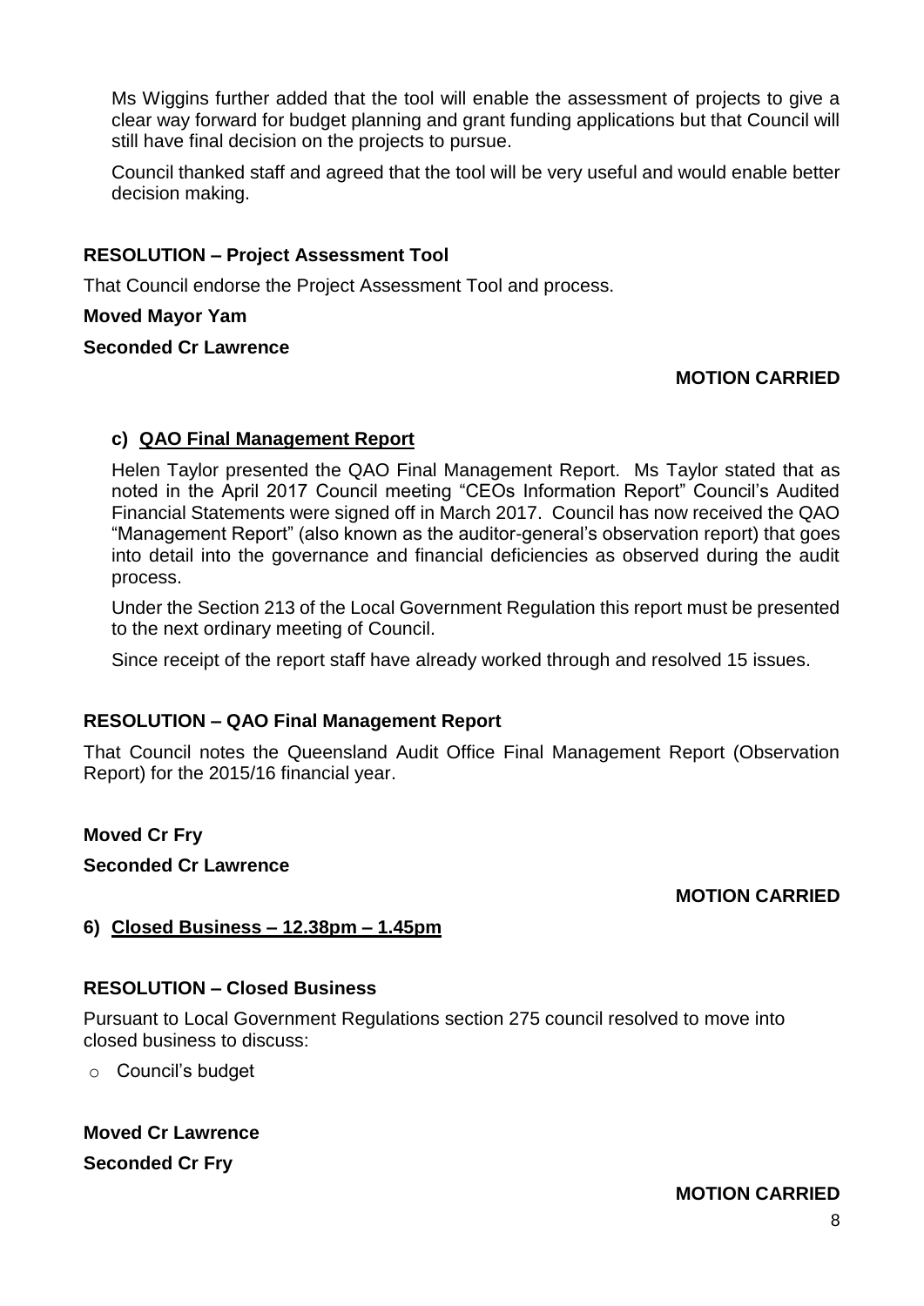Ms Wiggins further added that the tool will enable the assessment of projects to give a clear way forward for budget planning and grant funding applications but that Council will still have final decision on the projects to pursue.

Council thanked staff and agreed that the tool will be very useful and would enable better decision making.

**RESOLUTION – Project Assessment Tool**

That Council endorse the Project Assessment Tool and process.

**Moved Mayor Yam**

**Seconded Cr Lawrence**

**MOTION CARRIED**

### c) QAO Final Management Report

Helen Taylor presented the QAO Final Management Report. Ms Taylor stated that as noted in the April 2017 Council meeting "CEOs Information Report" Council's Audited Financial Statements were signed off in March 2017. Council has now received the QAO "Management Report" (also known as the auditor-general's observation report) that goes into detail into the governance and financial deficiencies as observed during the audit process.

Under the Section 213 of the Local Government Regulation this report must be presented to the next ordinary meeting of Council.

Since receipt of the report staff have already worked through and resolved 15 issues.

**RESOLUTION – QAO Final Management Report**

That Council notes the Queensland Audit Office Final Management Report (Observation Report) for the 2015/16 financial year.

**Moved Cr Fry**

**Seconded Cr Lawrence**

**MOTION CARRIED**

## 6) Closed Business – 12.38pm – 1.45pm

**RESOLUTION – Closed Business**

Pursuant to Local Government Regulations section 275 council resolved to move into closed business to discuss:

- Council's budget

**Moved Cr Lawrence**

**Seconded Cr Fry**

**MOTION CARRIED**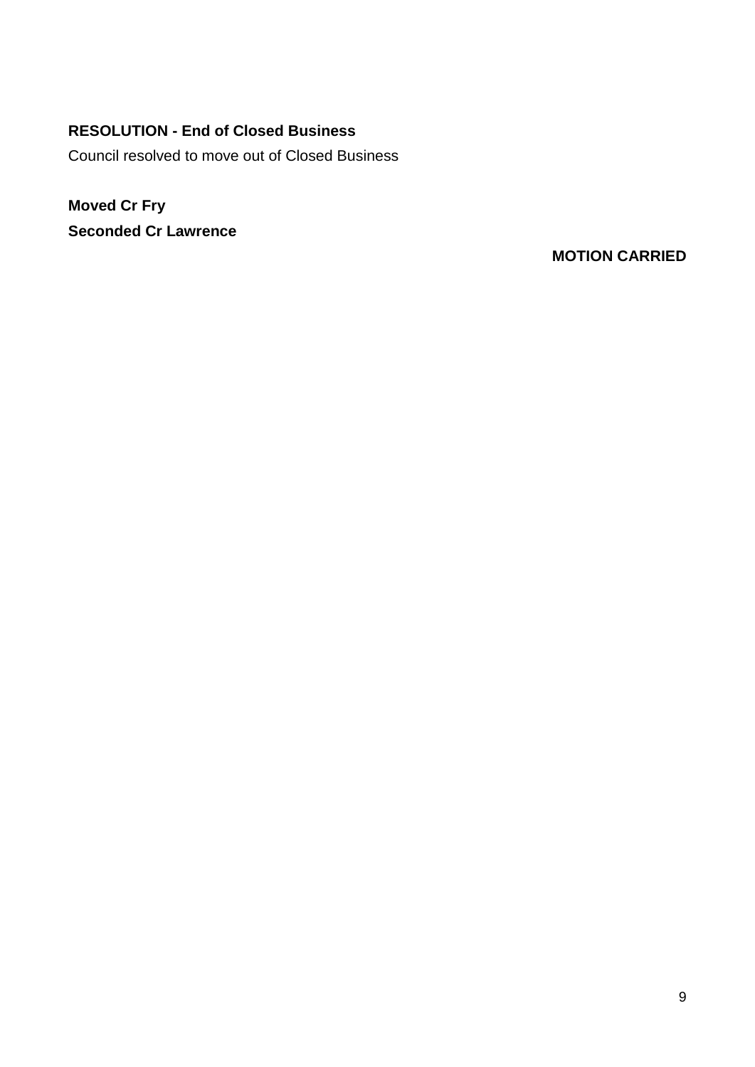**RESOLUTION - End of Closed Business**

Council resolved to move out of Closed Business

**Moved Cr Fry**
**Seconded Cr Lawrence**

**MOTION CARRIED**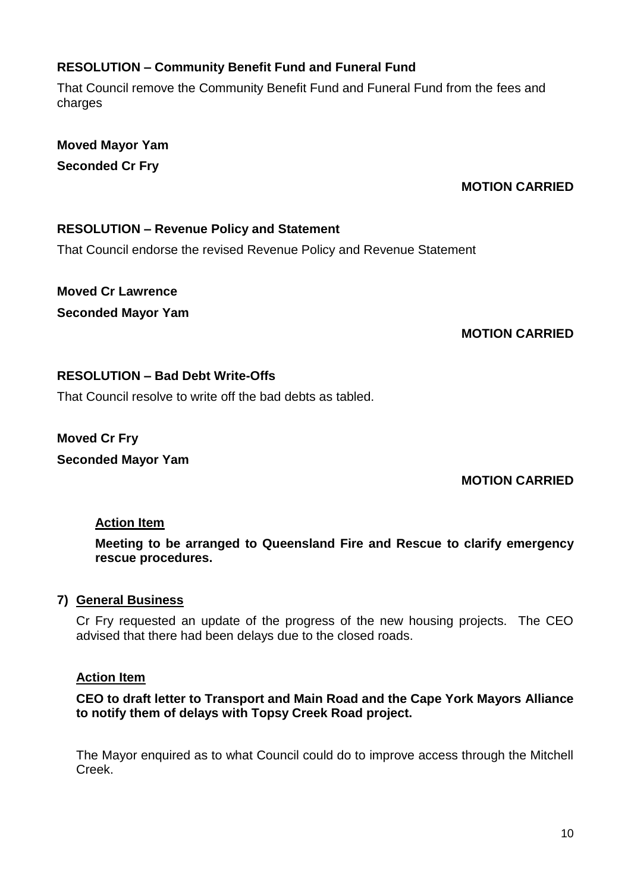**RESOLUTION – Community Benefit Fund and Funeral Fund**

That Council remove the Community Benefit Fund and Funeral Fund from the fees and charges

**Moved Mayor Yam**

**Seconded Cr Fry**

**MOTION CARRIED**

**RESOLUTION – Revenue Policy and Statement**

That Council endorse the revised Revenue Policy and Revenue Statement

**Moved Cr Lawrence**

**Seconded Mayor Yam**

**MOTION CARRIED**

**RESOLUTION – Bad Debt Write-Offs**

That Council resolve to write off the bad debts as tabled.

**Moved Cr Fry**

**Seconded Mayor Yam**

**MOTION CARRIED**

**Action Item**

**Meeting to be arranged to Queensland Fire and Rescue to clarify emergency rescue procedures.**

## 7) General Business

Cr Fry requested an update of the progress of the new housing projects. The CEO advised that there had been delays due to the closed roads.

**Action Item**

**CEO to draft letter to Transport and Main Road and the Cape York Mayors Alliance to notify them of delays with Topsy Creek Road project.**

The Mayor enquired as to what Council could do to improve access through the Mitchell Creek.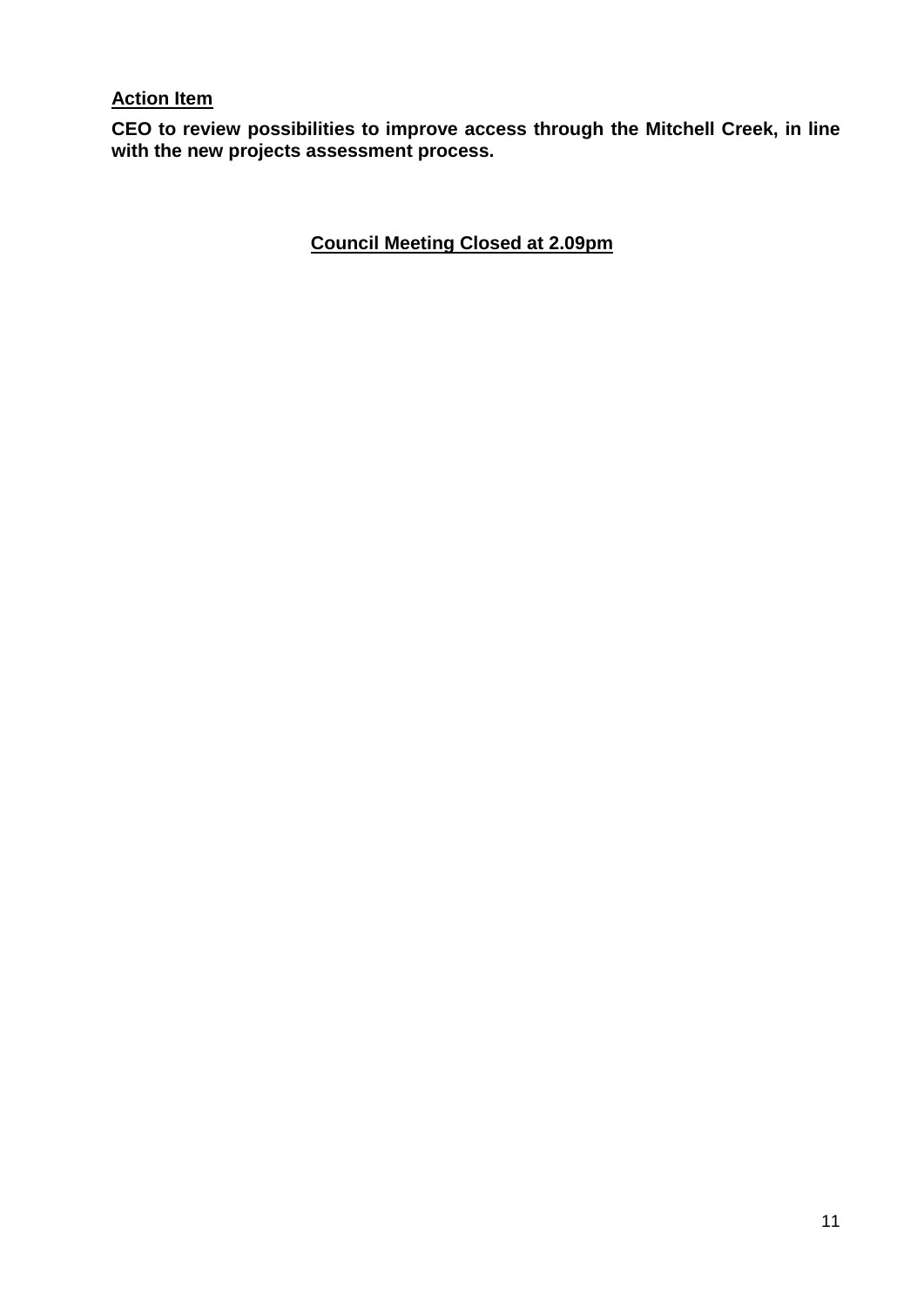**Action Item**

**CEO to review possibilities to improve access through the Mitchell Creek, in line with the new projects assessment process.**

**Council Meeting Closed at 2.09pm**